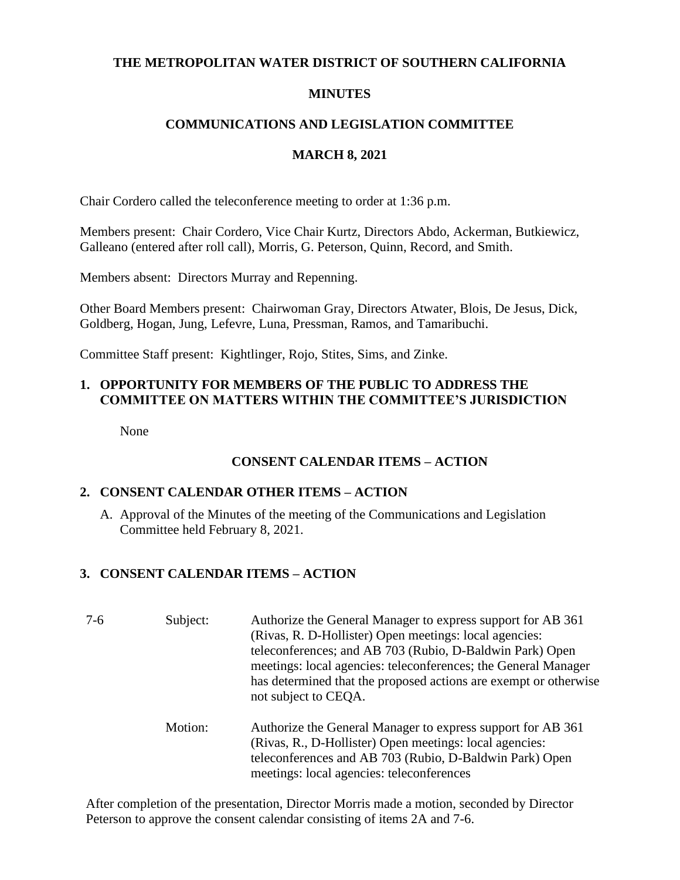**THE METROPOLITAN WATER DISTRICT OF SOUTHERN CALIFORNIA**

**MINUTES**

**COMMUNICATIONS AND LEGISLATION COMMITTEE**

**MARCH 8, 2021**

Chair Cordero called the teleconference meeting to order at 1:36 p.m.

Members present: Chair Cordero, Vice Chair Kurtz, Directors Abdo, Ackerman, Butkiewicz, Galleano (entered after roll call), Morris, G. Peterson, Quinn, Record, and Smith.

Members absent: Directors Murray and Repenning.

Other Board Members present: Chairwoman Gray, Directors Atwater, Blois, De Jesus, Dick, Goldberg, Hogan, Jung, Lefevre, Luna, Pressman, Ramos, and Tamaribuchi.

Committee Staff present: Kightlinger, Rojo, Stites, Sims, and Zinke.

**1. OPPORTUNITY FOR MEMBERS OF THE PUBLIC TO ADDRESS THE COMMITTEE ON MATTERS WITHIN THE COMMITTEE'S JURISDICTION**

None

**CONSENT CALENDAR ITEMS – ACTION**

**2. CONSENT CALENDAR OTHER ITEMS – ACTION**

A. Approval of the Minutes of the meeting of the Communications and Legislation Committee held February 8, 2021.

**3. CONSENT CALENDAR ITEMS – ACTION**

7-6 Subject: Authorize the General Manager to express support for AB 361 (Rivas, R. D-Hollister) Open meetings: local agencies: teleconferences; and AB 703 (Rubio, D-Baldwin Park) Open meetings: local agencies: teleconferences; the General Manager has determined that the proposed actions are exempt or otherwise not subject to CEQA.

Motion: Authorize the General Manager to express support for AB 361 (Rivas, R., D-Hollister) Open meetings: local agencies: teleconferences and AB 703 (Rubio, D-Baldwin Park) Open meetings: local agencies: teleconferences

After completion of the presentation, Director Morris made a motion, seconded by Director Peterson to approve the consent calendar consisting of items 2A and 7-6.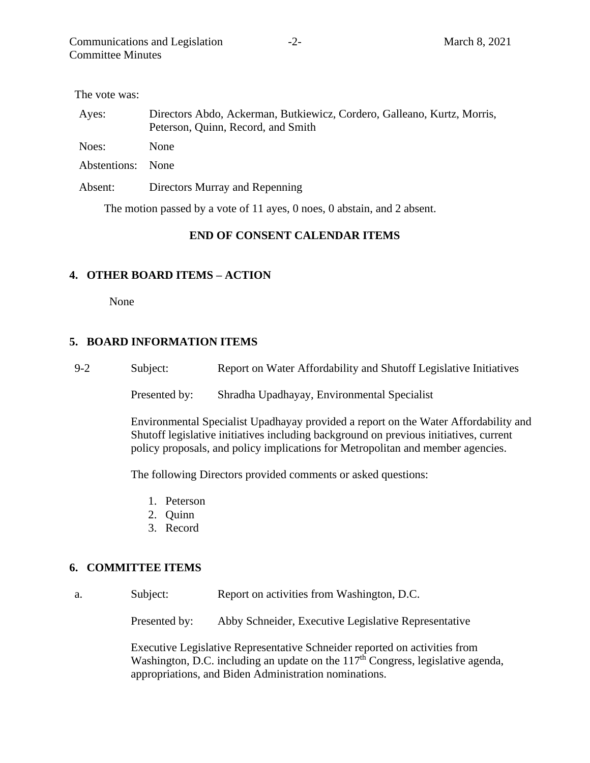The vote was:

| | |
|---|---|
| Ayes: | Directors Abdo, Ackerman, Butkiewicz, Cordero, Galleano, Kurtz, Morris, Peterson, Quinn, Record, and Smith |
| Noes: | None |
| Abstentions: | None |
| Absent: | Directors Murray and Repenning |

The motion passed by a vote of 11 ayes, 0 noes, 0 abstain, and 2 absent.

**END OF CONSENT CALENDAR ITEMS**

## 4. OTHER BOARD ITEMS – ACTION

None

## 5. BOARD INFORMATION ITEMS

9-2 Subject: Report on Water Affordability and Shutoff Legislative Initiatives

Presented by: Shradha Upadhayay, Environmental Specialist

Environmental Specialist Upadhayay provided a report on the Water Affordability and Shutoff legislative initiatives including background on previous initiatives, current policy proposals, and policy implications for Metropolitan and member agencies.

The following Directors provided comments or asked questions:

1. Peterson
2. Quinn
3. Record

## 6. COMMITTEE ITEMS

a. Subject: Report on activities from Washington, D.C.

Presented by: Abby Schneider, Executive Legislative Representative

Executive Legislative Representative Schneider reported on activities from Washington, D.C. including an update on the 117th Congress, legislative agenda, appropriations, and Biden Administration nominations.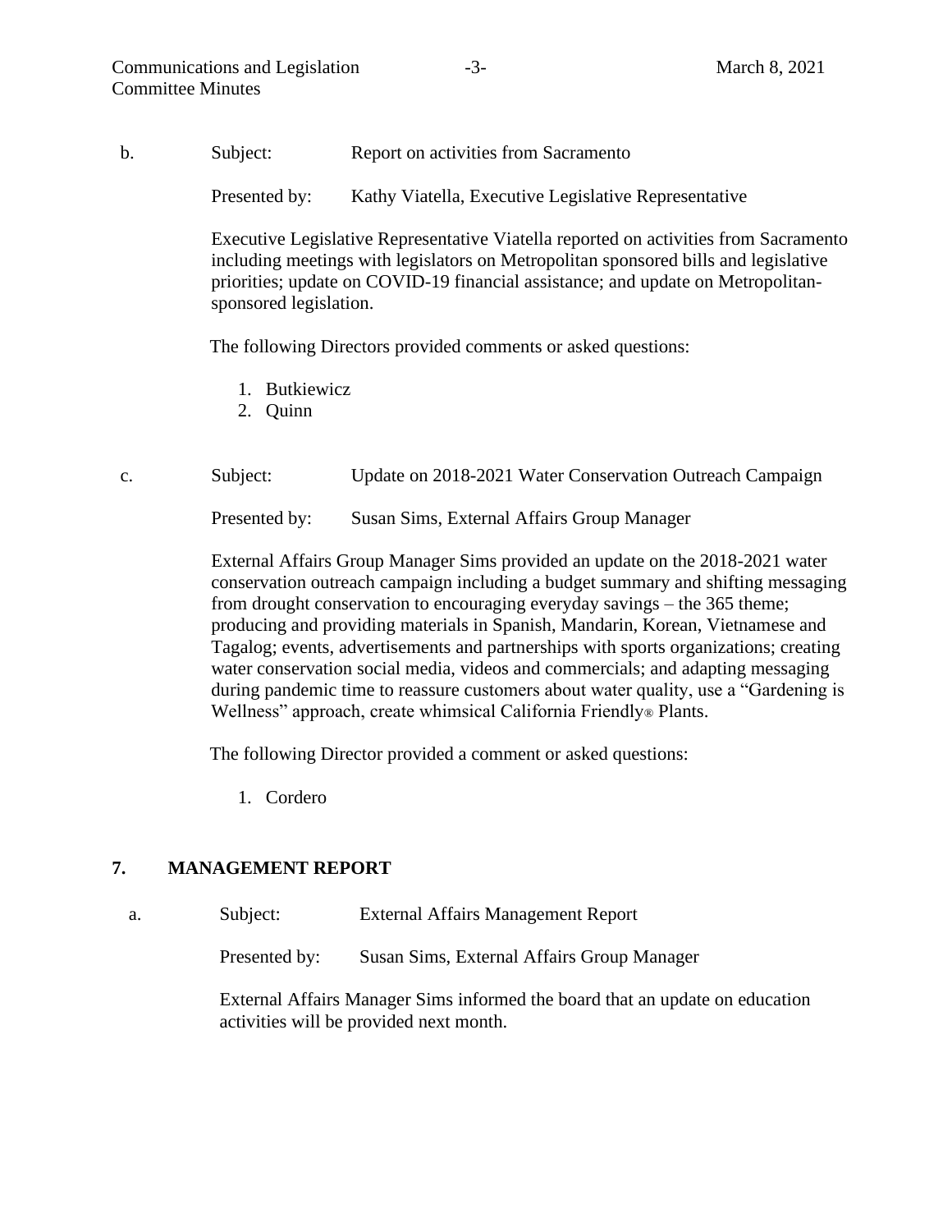b. Subject: Report on activities from Sacramento

Presented by: Kathy Viatella, Executive Legislative Representative

Executive Legislative Representative Viatella reported on activities from Sacramento including meetings with legislators on Metropolitan sponsored bills and legislative priorities; update on COVID-19 financial assistance; and update on Metropolitan-sponsored legislation.

The following Directors provided comments or asked questions:

1. Butkiewicz
2. Quinn

c. Subject: Update on 2018-2021 Water Conservation Outreach Campaign

Presented by: Susan Sims, External Affairs Group Manager

External Affairs Group Manager Sims provided an update on the 2018-2021 water conservation outreach campaign including a budget summary and shifting messaging from drought conservation to encouraging everyday savings – the 365 theme; producing and providing materials in Spanish, Mandarin, Korean, Vietnamese and Tagalog; events, advertisements and partnerships with sports organizations; creating water conservation social media, videos and commercials; and adapting messaging during pandemic time to reassure customers about water quality, use a "Gardening is Wellness" approach, create whimsical California Friendly® Plants.

The following Director provided a comment or asked questions:

1. Cordero

## 7. MANAGEMENT REPORT

a. Subject: External Affairs Management Report

Presented by: Susan Sims, External Affairs Group Manager

External Affairs Manager Sims informed the board that an update on education activities will be provided next month.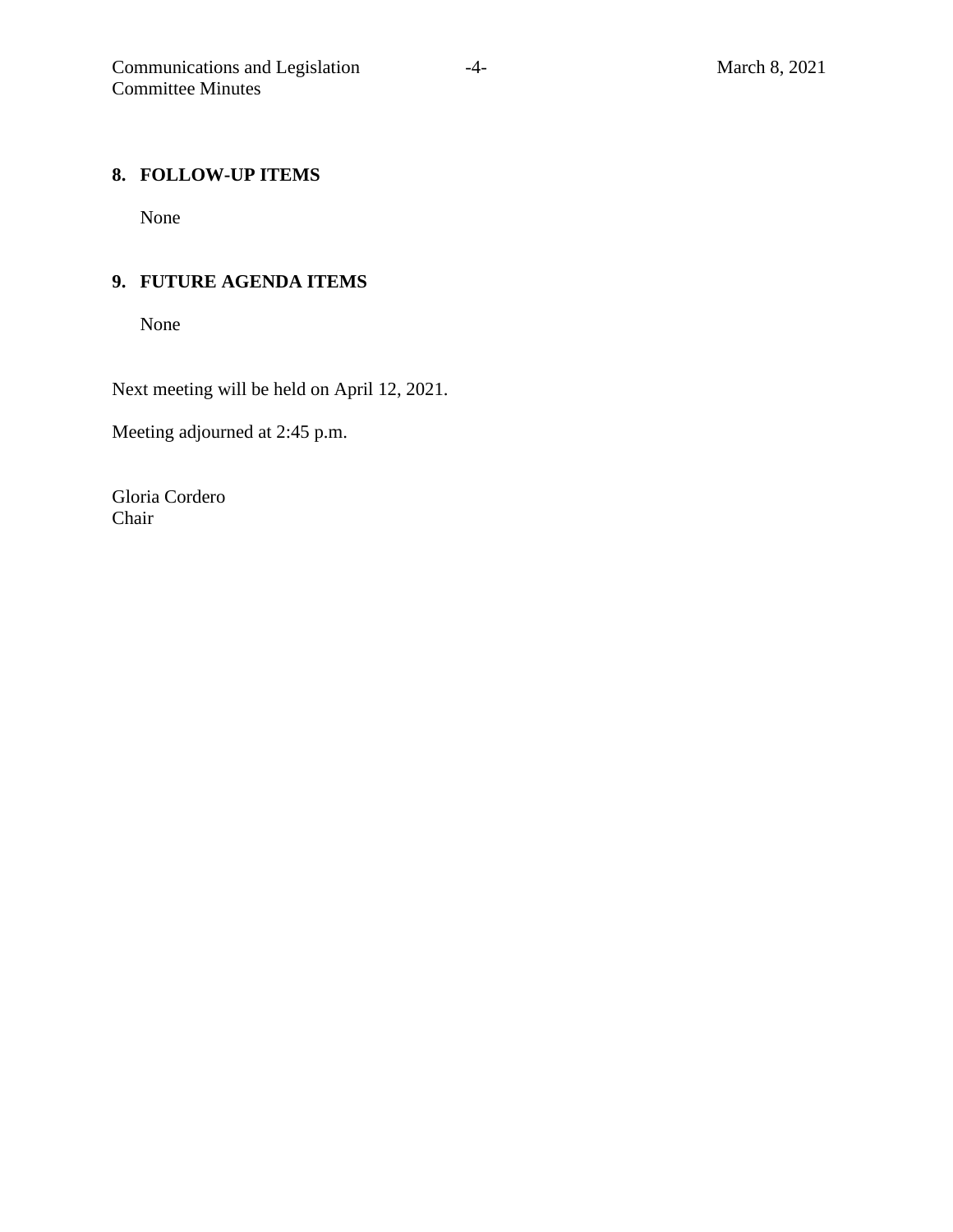**8. FOLLOW-UP ITEMS**

None

**9. FUTURE AGENDA ITEMS**

None

Next meeting will be held on April 12, 2021.

Meeting adjourned at 2:45 p.m.

Gloria Cordero
Chair